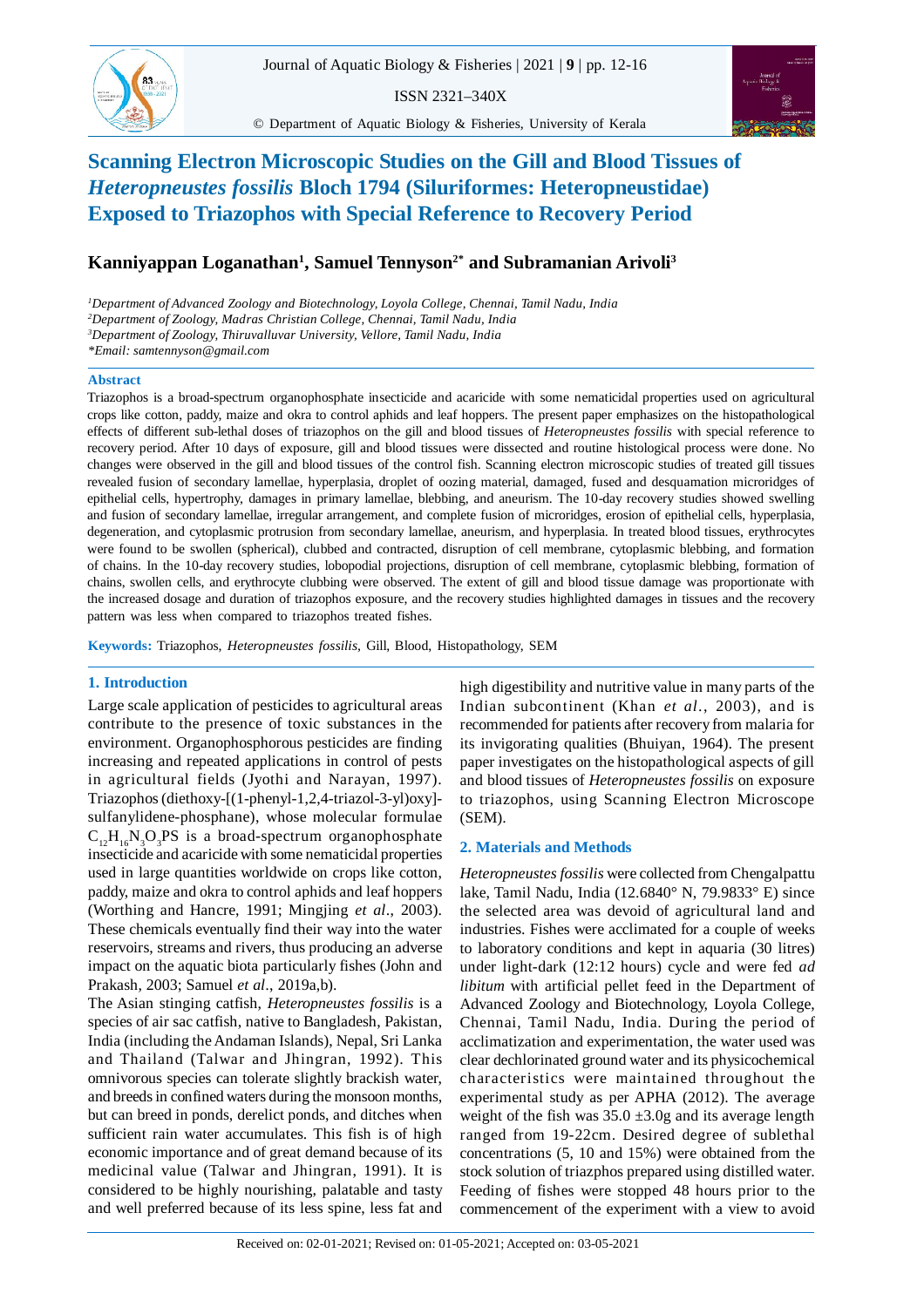# Scanning Electron Microscopic Studies on the Gill and Blood Tissues of *Heteropneustes fossilis* Bloch 1794 (Siluriformes: Heteropneustidae) Exposed to Triazophos with Special Reference to Recovery Period

**Kanniyappan Loganathan[1], Samuel Tennyson[2*] and Subramanian Arivoli[3]**

*[1]Department of Advanced Zoology and Biotechnology, Loyola College, Chennai, Tamil Nadu, India*
*[2]Department of Zoology, Madras Christian College, Chennai, Tamil Nadu, India*
*[3]Department of Zoology, Thiruvalluvar University, Vellore, Tamil Nadu, India*
*\*Email: samtennyson@gmail.com*

## Abstract

Triazophos is a broad-spectrum organophosphate insecticide and acaricide with some nematicidal properties used on agricultural crops like cotton, paddy, maize and okra to control aphids and leaf hoppers. The present paper emphasizes on the histopathological effects of different sub-lethal doses of triazophos on the gill and blood tissues of *Heteropneustes fossilis* with special reference to recovery period. After 10 days of exposure, gill and blood tissues were dissected and routine histological process were done. No changes were observed in the gill and blood tissues of the control fish. Scanning electron microscopic studies of treated gill tissues revealed fusion of secondary lamellae, hyperplasia, droplet of oozing material, damaged, fused and desquamation microridges of epithelial cells, hypertrophy, damages in primary lamellae, blebbing, and aneurism. The 10-day recovery studies showed swelling and fusion of secondary lamellae, irregular arrangement, and complete fusion of microridges, erosion of epithelial cells, hyperplasia, degeneration, and cytoplasmic protrusion from secondary lamellae, aneurism, and hyperplasia. In treated blood tissues, erythrocytes were found to be swollen (spherical), clubbed and contracted, disruption of cell membrane, cytoplasmic blebbing, and formation of chains. In the 10-day recovery studies, lobopodial projections, disruption of cell membrane, cytoplasmic blebbing, formation of chains, swollen cells, and erythrocyte clubbing were observed. The extent of gill and blood tissue damage was proportionate with the increased dosage and duration of triazophos exposure, and the recovery studies highlighted damages in tissues and the recovery pattern was less when compared to triazophos treated fishes.

**Keywords:** Triazophos, *Heteropneustes fossilis*, Gill, Blood, Histopathology, SEM

## 1. Introduction

Large scale application of pesticides to agricultural areas contribute to the presence of toxic substances in the environment. Organophosphorous pesticides are finding increasing and repeated applications in control of pests in agricultural fields (Jyothi and Narayan, 1997). Triazophos (diethoxy-[(1-phenyl-1,2,4-triazol-3-yl)oxy]-sulfanylidene-phosphane), whose molecular formulae $C_{12}H_{16}N_3O_3PS$ is a broad-spectrum organophosphate insecticide and acaricide with some nematicidal properties used in large quantities worldwide on crops like cotton, paddy, maize and okra to control aphids and leaf hoppers (Worthing and Hancre, 1991; Mingjing *et al*., 2003). These chemicals eventually find their way into the water reservoirs, streams and rivers, thus producing an adverse impact on the aquatic biota particularly fishes (John and Prakash, 2003; Samuel *et al*., 2019a,b).

The Asian stinging catfish, *Heteropneustes fossilis* is a species of air sac catfish, native to Bangladesh, Pakistan, India (including the Andaman Islands), Nepal, Sri Lanka and Thailand (Talwar and Jhingran, 1992). This omnivorous species can tolerate slightly brackish water, and breeds in confined waters during the monsoon months, but can breed in ponds, derelict ponds, and ditches when sufficient rain water accumulates. This fish is of high economic importance and of great demand because of its medicinal value (Talwar and Jhingran, 1991). It is considered to be highly nourishing, palatable and tasty and well preferred because of its less spine, less fat and high digestibility and nutritive value in many parts of the Indian subcontinent (Khan *et al*., 2003), and is recommended for patients after recovery from malaria for its invigorating qualities (Bhuiyan, 1964). The present paper investigates on the histopathological aspects of gill and blood tissues of *Heteropneustes fossilis* on exposure to triazophos, using Scanning Electron Microscope (SEM).

## 2. Materials and Methods

*Heteropneustes fossilis* were collected from Chengalpattu lake, Tamil Nadu, India (12.6840° N, 79.9833° E) since the selected area was devoid of agricultural land and industries. Fishes were acclimated for a couple of weeks to laboratory conditions and kept in aquaria (30 litres) under light-dark (12:12 hours) cycle and were fed *ad libitum* with artificial pellet feed in the Department of Advanced Zoology and Biotechnology, Loyola College, Chennai, Tamil Nadu, India. During the period of acclimatization and experimentation, the water used was clear dechlorinated ground water and its physicochemical characteristics were maintained throughout the experimental study as per APHA (2012). The average weight of the fish was 35.0 ±3.0g and its average length ranged from 19-22cm. Desired degree of sublethal concentrations (5, 10 and 15%) were obtained from the stock solution of triazphos prepared using distilled water. Feeding of fishes were stopped 48 hours prior to the commencement of the experiment with a view to avoid

Received on: 02-01-2021; Revised on: 01-05-2021; Accepted on: 03-05-2021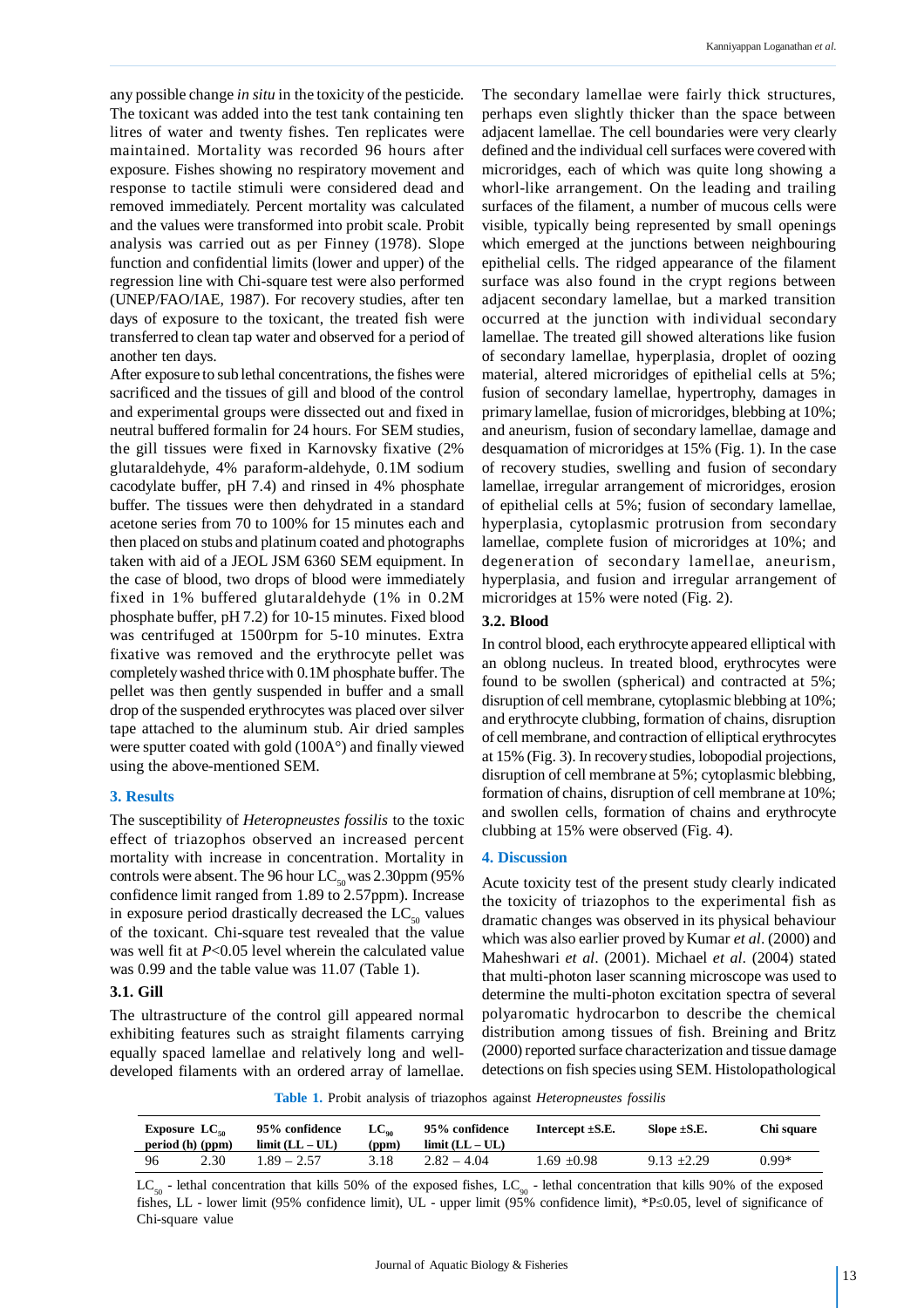any possible change *in situ* in the toxicity of the pesticide. The toxicant was added into the test tank containing ten litres of water and twenty fishes. Ten replicates were maintained. Mortality was recorded 96 hours after exposure. Fishes showing no respiratory movement and response to tactile stimuli were considered dead and removed immediately. Percent mortality was calculated and the values were transformed into probit scale. Probit analysis was carried out as per Finney (1978). Slope function and confidential limits (lower and upper) of the regression line with Chi-square test were also performed (UNEP/FAO/IAE, 1987). For recovery studies, after ten days of exposure to the toxicant, the treated fish were transferred to clean tap water and observed for a period of another ten days.

After exposure to sub lethal concentrations, the fishes were sacrificed and the tissues of gill and blood of the control and experimental groups were dissected out and fixed in neutral buffered formalin for 24 hours. For SEM studies, the gill tissues were fixed in Karnovsky fixative (2% glutaraldehyde, 4% paraform-aldehyde, 0.1M sodium cacodylate buffer, pH 7.4) and rinsed in 4% phosphate buffer. The tissues were then dehydrated in a standard acetone series from 70 to 100% for 15 minutes each and then placed on stubs and platinum coated and photographs taken with aid of a JEOL JSM 6360 SEM equipment. In the case of blood, two drops of blood were immediately fixed in 1% buffered glutaraldehyde (1% in 0.2M phosphate buffer, pH 7.2) for 10-15 minutes. Fixed blood was centrifuged at 1500rpm for 5-10 minutes. Extra fixative was removed and the erythrocyte pellet was completely washed thrice with 0.1M phosphate buffer. The pellet was then gently suspended in buffer and a small drop of the suspended erythrocytes was placed over silver tape attached to the aluminum stub. Air dried samples were sputter coated with gold (100A°) and finally viewed using the above-mentioned SEM.

## 3. Results

The susceptibility of *Heteropneustes fossilis* to the toxic effect of triazophos observed an increased percent mortality with increase in concentration. Mortality in controls were absent. The 96 hour $LC_{50}$ was 2.30ppm (95% confidence limit ranged from 1.89 to 2.57ppm). Increase in exposure period drastically decreased the $LC_{50}$ values of the toxicant. Chi-square test revealed that the value was well fit at $P<0.05$ level wherein the calculated value was 0.99 and the table value was 11.07 (Table 1).

### 3.1. Gill

The ultrastructure of the control gill appeared normal exhibiting features such as straight filaments carrying equally spaced lamellae and relatively long and well-developed filaments with an ordered array of lamellae. The secondary lamellae were fairly thick structures, perhaps even slightly thicker than the space between adjacent lamellae. The cell boundaries were very clearly defined and the individual cell surfaces were covered with microridges, each of which was quite long showing a whorl-like arrangement. On the leading and trailing surfaces of the filament, a number of mucous cells were visible, typically being represented by small openings which emerged at the junctions between neighbouring epithelial cells. The ridged appearance of the filament surface was also found in the crypt regions between adjacent secondary lamellae, but a marked transition occurred at the junction with individual secondary lamellae. The treated gill showed alterations like fusion of secondary lamellae, hyperplasia, droplet of oozing material, altered microridges of epithelial cells at 5%; fusion of secondary lamellae, hypertrophy, damages in primary lamellae, fusion of microridges, blebbing at 10%; and aneurism, fusion of secondary lamellae, damage and desquamation of microridges at 15% (Fig. 1). In the case of recovery studies, swelling and fusion of secondary lamellae, irregular arrangement of microridges, erosion of epithelial cells at 5%; fusion of secondary lamellae, hyperplasia, cytoplasmic protrusion from secondary lamellae, complete fusion of microridges at 10%; and degeneration of secondary lamellae, aneurism, hyperplasia, and fusion and irregular arrangement of microridges at 15% were noted (Fig. 2).

### 3.2. Blood

In control blood, each erythrocyte appeared elliptical with an oblong nucleus. In treated blood, erythrocytes were found to be swollen (spherical) and contracted at 5%; disruption of cell membrane, cytoplasmic blebbing at 10%; and erythrocyte clubbing, formation of chains, disruption of cell membrane, and contraction of elliptical erythrocytes at 15% (Fig. 3). In recovery studies, lobopodial projections, disruption of cell membrane at 5%; cytoplasmic blebbing, formation of chains, disruption of cell membrane at 10%; and swollen cells, formation of chains and erythrocyte clubbing at 15% were observed (Fig. 4).

## 4. Discussion

Acute toxicity test of the present study clearly indicated the toxicity of triazophos to the experimental fish as dramatic changes was observed in its physical behaviour which was also earlier proved by Kumar *et al*. (2000) and Maheshwari *et al*. (2001). Michael *et al*. (2004) stated that multi-photon laser scanning microscope was used to determine the multi-photon excitation spectra of several polyaromatic hydrocarbon to describe the chemical distribution among tissues of fish. Breining and Britz (2000) reported surface characterization and tissue damage detections on fish species using SEM. Histolopathological

**Table 1.** Probit analysis of triazophos against *Heteropneustes fossilis*

| Exposure period (h) | $LC_{50}$ (ppm) | 95% confidence limit (LL – UL) | $LC_{90}$ (ppm) | 95% confidence limit (LL – UL) | Intercept ±S.E. | Slope ±S.E. | Chi square |
|---|---|---|---|---|---|---|---|
| 96 | 2.30 | 1.89 – 2.57 | 3.18 | 2.82 – 4.04 | 1.69 ±0.98 | 9.13 ±2.29 | 0.99* |

$LC_{50}$ - lethal concentration that kills 50% of the exposed fishes, $LC_{90}$ - lethal concentration that kills 90% of the exposed fishes, LL - lower limit (95% confidence limit), UL - upper limit (95% confidence limit), *$P \leq 0.05$, level of significance of Chi-square value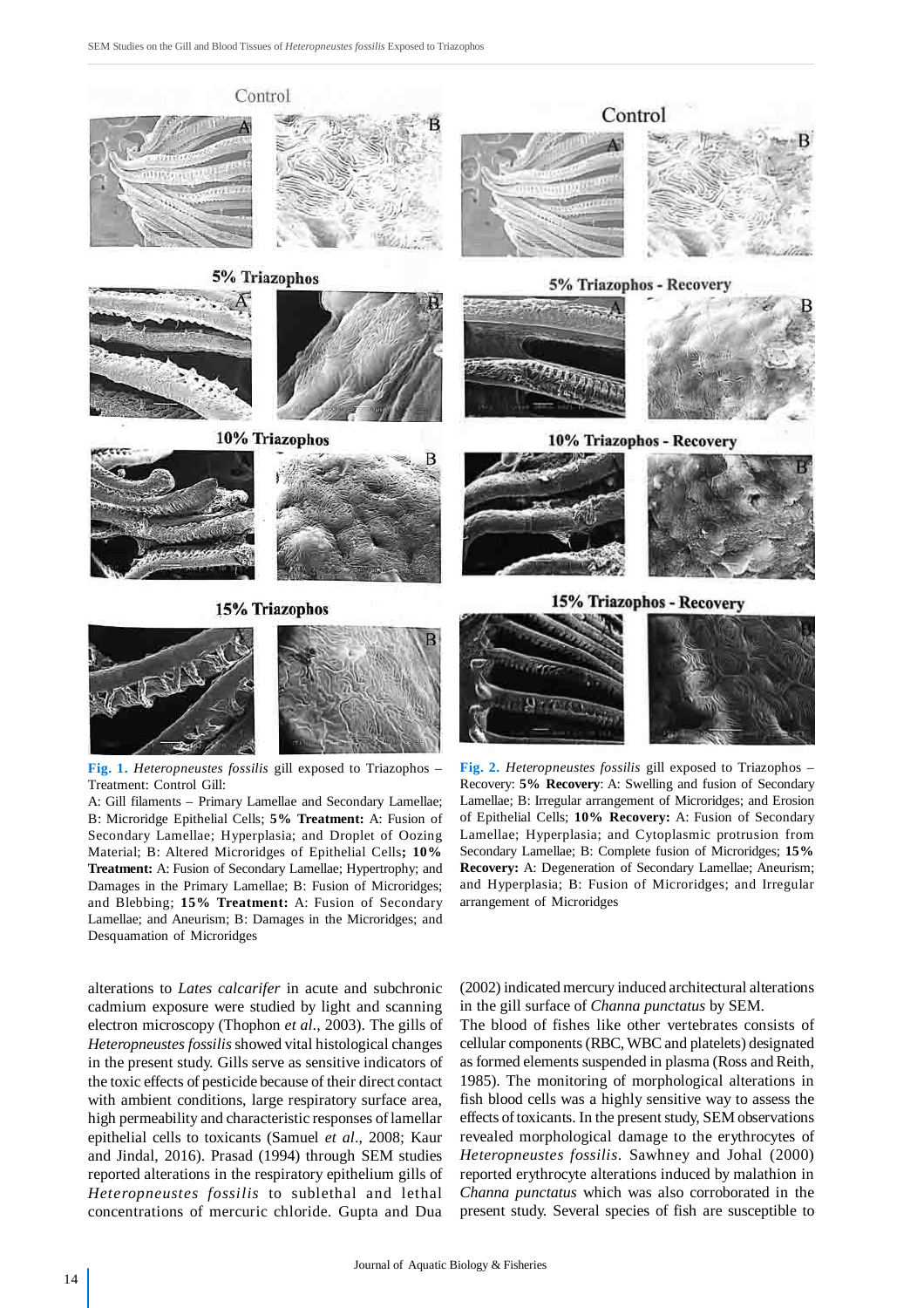**Fig. 1.** *Heteropneustes fossilis* gill exposed to Triazophos – Treatment: Control Gill:

A: Gill filaments – Primary Lamellae and Secondary Lamellae; B: Microridge Epithelial Cells; **5% Treatment:** A: Fusion of Secondary Lamellae; Hyperplasia; and Droplet of Oozing Material; B: Altered Microridges of Epithelial Cells**; 10% Treatment:** A: Fusion of Secondary Lamellae; Hypertrophy; and Damages in the Primary Lamellae; B: Fusion of Microridges; and Blebbing; **15% Treatment:** A: Fusion of Secondary Lamellae; and Aneurism; B: Damages in the Microridges; and Desquamation of Microridges

**Fig. 2.** *Heteropneustes fossilis* gill exposed to Triazophos – Recovery: **5% Recovery**: A: Swelling and fusion of Secondary Lamellae; B: Irregular arrangement of Microridges; and Erosion of Epithelial Cells; **10% Recovery:** A: Fusion of Secondary Lamellae; Hyperplasia; and Cytoplasmic protrusion from Secondary Lamellae; B: Complete fusion of Microridges; **15% Recovery:** A: Degeneration of Secondary Lamellae; Aneurism; and Hyperplasia; B: Fusion of Microridges; and Irregular arrangement of Microridges

alterations to *Lates calcarifer* in acute and subchronic cadmium exposure were studied by light and scanning electron microscopy (Thophon *et al*., 2003). The gills of *Heteropneustes fossilis* showed vital histological changes in the present study. Gills serve as sensitive indicators of the toxic effects of pesticide because of their direct contact with ambient conditions, large respiratory surface area, high permeability and characteristic responses of lamellar epithelial cells to toxicants (Samuel *et al*., 2008; Kaur and Jindal, 2016). Prasad (1994) through SEM studies reported alterations in the respiratory epithelium gills of *Heteropneustes fossilis* to sublethal and lethal concentrations of mercuric chloride. Gupta and Dua (2002) indicated mercury induced architectural alterations in the gill surface of *Channa punctatus* by SEM.

The blood of fishes like other vertebrates consists of cellular components (RBC, WBC and platelets) designated as formed elements suspended in plasma (Ross and Reith, 1985). The monitoring of morphological alterations in fish blood cells was a highly sensitive way to assess the effects of toxicants. In the present study, SEM observations revealed morphological damage to the erythrocytes of *Heteropneustes fossilis*. Sawhney and Johal (2000) reported erythrocyte alterations induced by malathion in *Channa punctatus* which was also corroborated in the present study. Several species of fish are susceptible to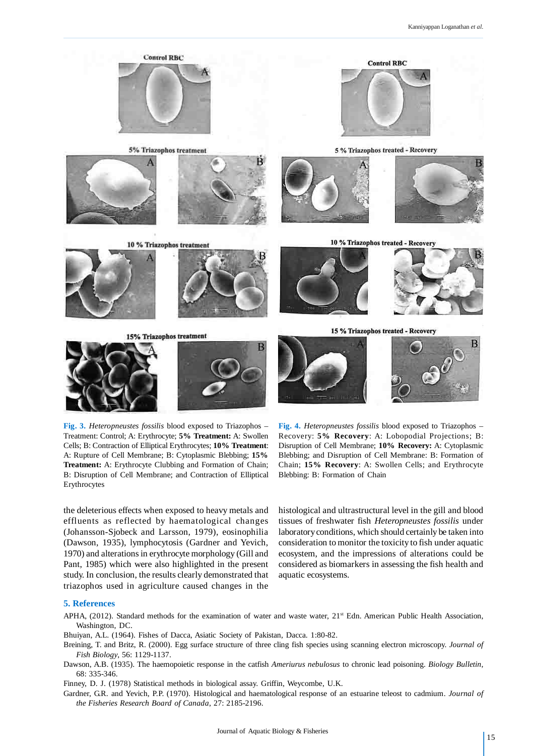Fig. 3. *Heteropneustes fossilis* blood exposed to Triazophos – Treatment: Control; A: Erythrocyte; **5% Treatment:** A: Swollen Cells; B: Contraction of Elliptical Erythrocytes; **10% Treatment**: A: Rupture of Cell Membrane; B: Cytoplasmic Blebbing; **15% Treatment:** A: Erythrocyte Clubbing and Formation of Chain; B: Disruption of Cell Membrane; and Contraction of Elliptical Erythrocytes

Fig. 4. *Heteropneustes fossilis* blood exposed to Triazophos – Recovery: **5% Recovery**: A: Lobopodial Projections; B: Disruption of Cell Membrane; **10% Recovery:** A: Cytoplasmic Blebbing; and Disruption of Cell Membrane: B: Formation of Chain; **15% Recovery**: A: Swollen Cells; and Erythrocyte Blebbing: B: Formation of Chain

the deleterious effects when exposed to heavy metals and effluents as reflected by haematological changes (Johansson-Sjobeck and Larsson, 1979), eosinophilia (Dawson, 1935), lymphocytosis (Gardner and Yevich, 1970) and alterations in erythrocyte morphology (Gill and Pant, 1985) which were also highlighted in the present study. In conclusion, the results clearly demonstrated that triazophos used in agriculture caused changes in the histological and ultrastructural level in the gill and blood tissues of freshwater fish *Heteropneustes fossilis* under laboratory conditions, which should certainly be taken into consideration to monitor the toxicity to fish under aquatic ecosystem, and the impressions of alterations could be considered as biomarkers in assessing the fish health and aquatic ecosystems.

## 5. References

APHA, (2012). Standard methods for the examination of water and waste water, 21st Edn. American Public Health Association, Washington, DC.

Bhuiyan, A.L. (1964). Fishes of Dacca, Asiatic Society of Pakistan, Dacca. 1:80-82.

Breining, T. and Britz, R. (2000). Egg surface structure of three cling fish species using scanning electron microscopy. *Journal of Fish Biology*, 56: 1129-1137.

Dawson, A.B. (1935). The haemopoietic response in the catfish *Ameriurus nebulosus* to chronic lead poisoning. *Biology Bulletin*, 68: 335-346.

Finney, D. J. (1978) Statistical methods in biological assay. Griffin, Weycombe, U.K.

Gardner, G.R. and Yevich, P.P. (1970). Histological and haematological response of an estuarine teleost to cadmium. *Journal of the Fisheries Research Board of Canada*, 27: 2185-2196.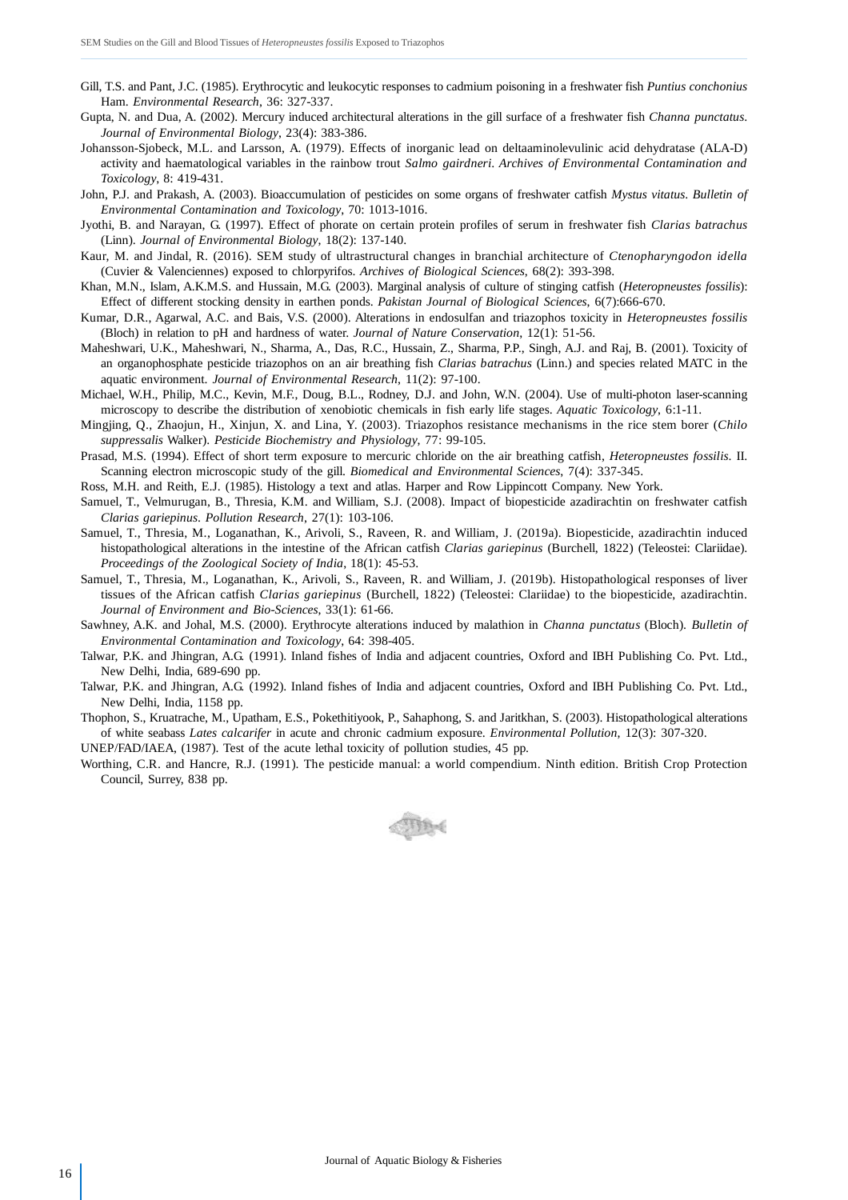Gill, T.S. and Pant, J.C. (1985). Erythrocytic and leukocytic responses to cadmium poisoning in a freshwater fish *Puntius conchonius* Ham. *Environmental Research*, 36: 327-337.

Gupta, N. and Dua, A. (2002). Mercury induced architectural alterations in the gill surface of a freshwater fish *Channa punctatus*. *Journal of Environmental Biology*, 23(4): 383-386.

Johansson-Sjobeck, M.L. and Larsson, A. (1979). Effects of inorganic lead on deltaaminolevulinic acid dehydratase (ALA-D) activity and haematological variables in the rainbow trout *Salmo gairdneri*. *Archives of Environmental Contamination and Toxicology*, 8: 419-431.

John, P.J. and Prakash, A. (2003). Bioaccumulation of pesticides on some organs of freshwater catfish *Mystus vitatus*. *Bulletin of Environmental Contamination and Toxicology*, 70: 1013-1016.

Jyothi, B. and Narayan, G. (1997). Effect of phorate on certain protein profiles of serum in freshwater fish *Clarias batrachus* (Linn). *Journal of Environmental Biology*, 18(2): 137-140.

Kaur, M. and Jindal, R. (2016). SEM study of ultrastructural changes in branchial architecture of *Ctenopharyngodon idella* (Cuvier & Valenciennes) exposed to chlorpyrifos. *Archives of Biological Sciences*, 68(2): 393-398.

Khan, M.N., Islam, A.K.M.S. and Hussain, M.G. (2003). Marginal analysis of culture of stinging catfish (*Heteropneustes fossilis*): Effect of different stocking density in earthen ponds. *Pakistan Journal of Biological Sciences*, 6(7):666-670.

Kumar, D.R., Agarwal, A.C. and Bais, V.S. (2000). Alterations in endosulfan and triazophos toxicity in *Heteropneustes fossilis* (Bloch) in relation to pH and hardness of water. *Journal of Nature Conservation*, 12(1): 51-56.

Maheshwari, U.K., Maheshwari, N., Sharma, A., Das, R.C., Hussain, Z., Sharma, P.P., Singh, A.J. and Raj, B. (2001). Toxicity of an organophosphate pesticide triazophos on an air breathing fish *Clarias batrachus* (Linn.) and species related MATC in the aquatic environment. *Journal of Environmental Research*, 11(2): 97-100.

Michael, W.H., Philip, M.C., Kevin, M.F., Doug, B.L., Rodney, D.J. and John, W.N. (2004). Use of multi-photon laser-scanning microscopy to describe the distribution of xenobiotic chemicals in fish early life stages. *Aquatic Toxicology*, 6:1-11.

Mingjing, Q., Zhaojun, H., Xinjun, X. and Lina, Y. (2003). Triazophos resistance mechanisms in the rice stem borer (*Chilo suppressalis* Walker). *Pesticide Biochemistry and Physiology*, 77: 99-105.

Prasad, M.S. (1994). Effect of short term exposure to mercuric chloride on the air breathing catfish, *Heteropneustes fossilis*. II. Scanning electron microscopic study of the gill. *Biomedical and Environmental Sciences*, 7(4): 337-345.

Ross, M.H. and Reith, E.J. (1985). Histology a text and atlas. Harper and Row Lippincott Company. New York.

Samuel, T., Velmurugan, B., Thresia, K.M. and William, S.J. (2008). Impact of biopesticide azadirachtin on freshwater catfish *Clarias gariepinus*. *Pollution Research*, 27(1): 103-106.

Samuel, T., Thresia, M., Loganathan, K., Arivoli, S., Raveen, R. and William, J. (2019a). Biopesticide, azadirachtin induced histopathological alterations in the intestine of the African catfish *Clarias gariepinus* (Burchell, 1822) (Teleostei: Clariidae). *Proceedings of the Zoological Society of India*, 18(1): 45-53.

Samuel, T., Thresia, M., Loganathan, K., Arivoli, S., Raveen, R. and William, J. (2019b). Histopathological responses of liver tissues of the African catfish *Clarias gariepinus* (Burchell, 1822) (Teleostei: Clariidae) to the biopesticide, azadirachtin. *Journal of Environment and Bio-Sciences,* 33(1): 61-66.

Sawhney, A.K. and Johal, M.S. (2000). Erythrocyte alterations induced by malathion in *Channa punctatus* (Bloch). *Bulletin of Environmental Contamination and Toxicology*, 64: 398-405.

Talwar, P.K. and Jhingran, A.G. (1991). Inland fishes of India and adjacent countries, Oxford and IBH Publishing Co. Pvt. Ltd., New Delhi, India, 689-690 pp.

Talwar, P.K. and Jhingran, A.G. (1992). Inland fishes of India and adjacent countries, Oxford and IBH Publishing Co. Pvt. Ltd., New Delhi, India, 1158 pp.

Thophon, S., Kruatrache, M., Upatham, E.S., Pokethitiyook, P., Sahaphong, S. and Jaritkhan, S. (2003). Histopathological alterations of white seabass *Lates calcarifer* in acute and chronic cadmium exposure. *Environmental Pollution*, 12(3): 307-320.

UNEP/FAD/IAEA, (1987). Test of the acute lethal toxicity of pollution studies, 45 pp.

Worthing, C.R. and Hancre, R.J. (1991). The pesticide manual: a world compendium. Ninth edition. British Crop Protection Council, Surrey, 838 pp.